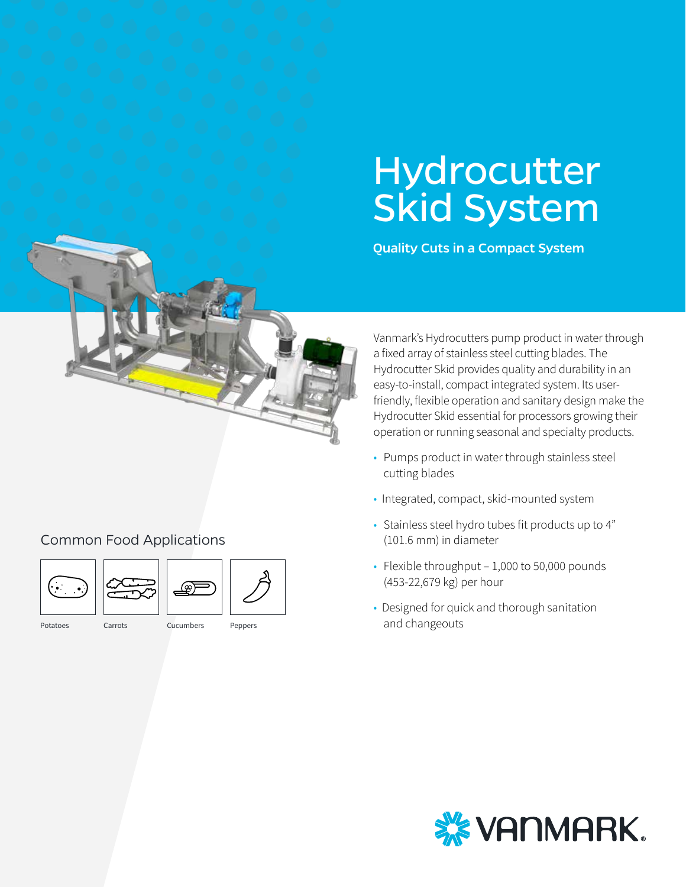# Hydrocutter Skid System

**Quality Cuts in a Compact System**

Vanmark's Hydrocutters pump product in water through a fixed array of stainless steel cutting blades. The Hydrocutter Skid provides quality and durability in an easy-to-install, compact integrated system. Its user-friendly, flexible operation and sanitary design make the Hydrocutter Skid essential for processors growing their operation or running seasonal and specialty products.

- Pumps product in water through stainless steel cutting blades
- Integrated, compact, skid-mounted system
- Stainless steel hydro tubes fit products up to 4" (101.6 mm) in diameter
- Flexible throughput – 1,000 to 50,000 pounds (453-22,679 kg) per hour
- Designed for quick and thorough sanitation and changeouts

## Common Food Applications

Potatoes

Carrots

Cucumbers

Peppers

VANMARK®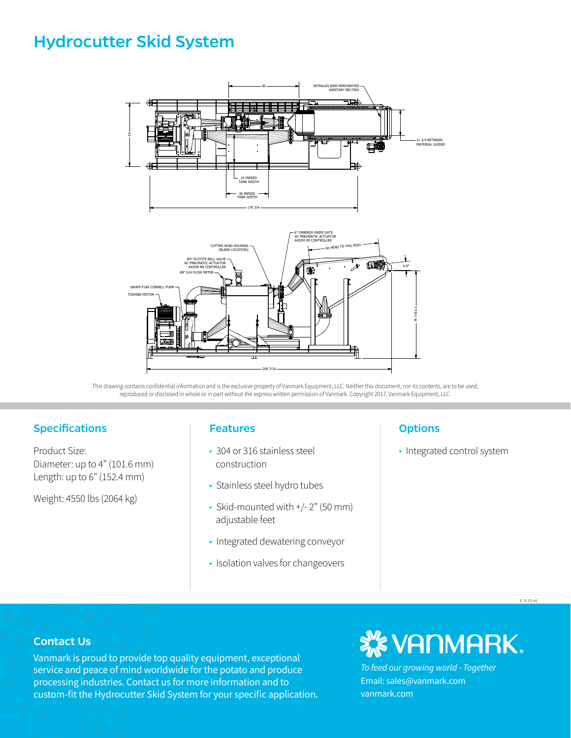# Hydrocutter Skid System

60

INTRALOX 8050 PERFORATED SANITARY BELTING

54

21 3/4 BETWEEN MATERIAL GUIDES

24 INFEED TANK WIDTH

36 INFEED TANK WIDTH

176 3/4

6" ORBINOX KNIFE GATE W/ PNEUMATIC ACTUATOR AXIOM JM CONTROLLER

CUTTER HEAD HOUSING (BLADE LOCATION)

60 HEAD TO TAIL ROLL

Ø4" FLOTITE BALL VALVE W/ PNEUMATIC ACTUATOR AXIOM AN CONTROLLER

Ø4" E/H FLOW METER

6.0°

6NHPP-F16K CORNELL PUMP

TOSHIBA MOTOR

74 7/8 ± 2

208 7/16

This drawing contains confidential information and is the exclusive property of Vanmark Equipment, LLC. Neither this document, nor its contents, are to be used, reproduced or disclosed in whole or in part without the express written permission of Vanmark. Copyright 2017, Vanmark Equipment, LLC.

## Specifications

Product Size:
Diameter: up to 4" (101.6 mm)
Length: up to 6" (152.4 mm)

Weight: 4550 lbs (2064 kg)

## Features

- 304 or 316 stainless steel construction
- Stainless steel hydro tubes
- Skid-mounted with +/- 2" (50 mm) adjustable feet
- Integrated dewatering conveyor
- Isolation valves for changeovers

## Options

- Integrated control system

E 9.19 v4

## Contact Us

Vanmark is proud to provide top quality equipment, exceptional service and peace of mind worldwide for the potato and produce processing industries. Contact us for more information and to custom-fit the Hydrocutter Skid System for your specific application.

VANMARK.

*To feed our growing world - Together*

Email: sales@vanmark.com

vanmark.com